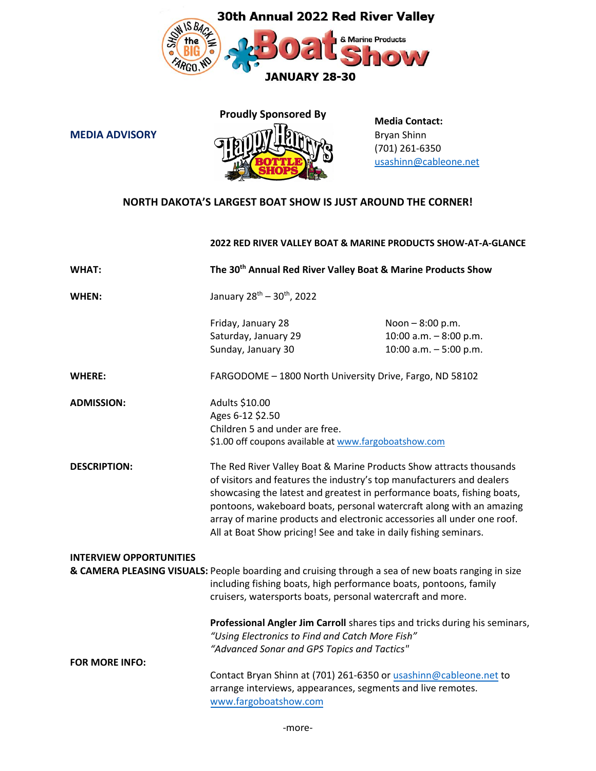# 30th Annual 2022 Red River Valley Boat & Marine Products Show

SHOW IS BACK IN the BIG FARGO, ND

**JANUARY 28-30**

**MEDIA ADVISORY**

**Proudly Sponsored By**

Happy Harry's BOTTLE SHOPS

**Media Contact:**
Bryan Shinn
(701) 261-6350
usashinn@cableone.net

## NORTH DAKOTA'S LARGEST BOAT SHOW IS JUST AROUND THE CORNER!

### 2022 RED RIVER VALLEY BOAT & MARINE PRODUCTS SHOW-AT-A-GLANCE

**WHAT:** **The 30th Annual Red River Valley Boat & Marine Products Show**

**WHEN:** January 28th – 30th, 2022

| | |
|---|---|
| Friday, January 28 | Noon – 8:00 p.m. |
| Saturday, January 29 | 10:00 a.m. – 8:00 p.m. |
| Sunday, January 30 | 10:00 a.m. – 5:00 p.m. |

**WHERE:** FARGODOME – 1800 North University Drive, Fargo, ND 58102

**ADMISSION:**
Adults $10.00
Ages 6-12 $2.50
Children 5 and under are free.
$1.00 off coupons available at www.fargoboatshow.com

**DESCRIPTION:** The Red River Valley Boat & Marine Products Show attracts thousands of visitors and features the industry's top manufacturers and dealers showcasing the latest and greatest in performance boats, fishing boats, pontoons, wakeboard boats, personal watercraft along with an amazing array of marine products and electronic accessories all under one roof. All at Boat Show pricing! See and take in daily fishing seminars.

**INTERVIEW OPPORTUNITIES & CAMERA PLEASING VISUALS:** People boarding and cruising through a sea of new boats ranging in size including fishing boats, high performance boats, pontoons, family cruisers, watersports boats, personal watercraft and more.

**Professional Angler Jim Carroll** shares tips and tricks during his seminars,
*"Using Electronics to Find and Catch More Fish"*
*"Advanced Sonar and GPS Topics and Tactics"*

**FOR MORE INFO:** Contact Bryan Shinn at (701) 261-6350 or usashinn@cableone.net to arrange interviews, appearances, segments and live remotes.
www.fargoboatshow.com

-more-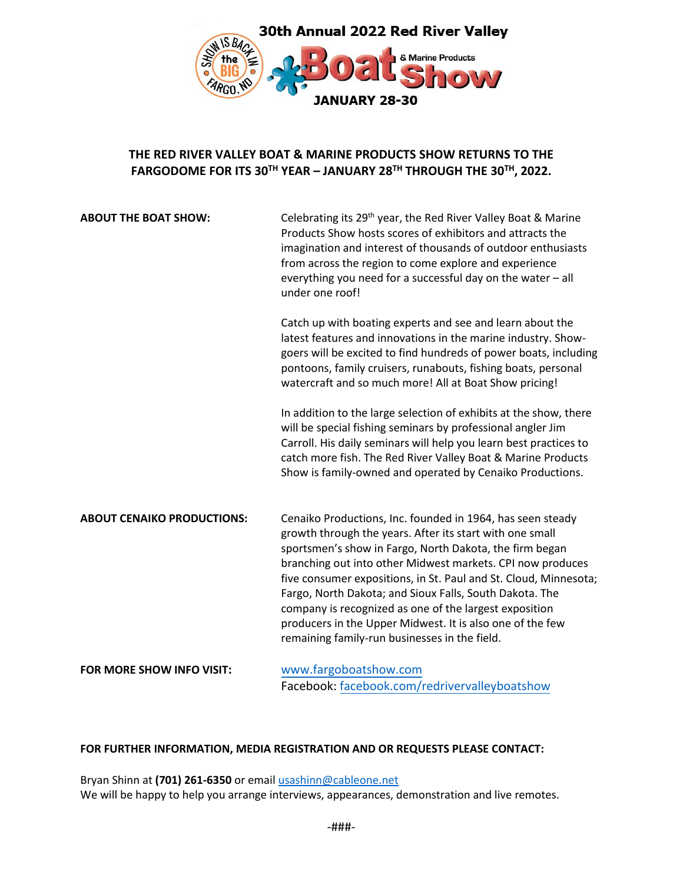30th Annual 2022 Red River Valley Boat & Marine Products Show

JANUARY 28-30

## THE RED RIVER VALLEY BOAT & MARINE PRODUCTS SHOW RETURNS TO THE FARGODOME FOR ITS 30TH YEAR – JANUARY 28TH THROUGH THE 30TH, 2022.

**ABOUT THE BOAT SHOW:**

Celebrating its 29th year, the Red River Valley Boat & Marine Products Show hosts scores of exhibitors and attracts the imagination and interest of thousands of outdoor enthusiasts from across the region to come explore and experience everything you need for a successful day on the water – all under one roof!

Catch up with boating experts and see and learn about the latest features and innovations in the marine industry. Show-goers will be excited to find hundreds of power boats, including pontoons, family cruisers, runabouts, fishing boats, personal watercraft and so much more! All at Boat Show pricing!

In addition to the large selection of exhibits at the show, there will be special fishing seminars by professional angler Jim Carroll. His daily seminars will help you learn best practices to catch more fish. The Red River Valley Boat & Marine Products Show is family-owned and operated by Cenaiko Productions.

**ABOUT CENAIKO PRODUCTIONS:**

Cenaiko Productions, Inc. founded in 1964, has seen steady growth through the years. After its start with one small sportsmen's show in Fargo, North Dakota, the firm began branching out into other Midwest markets. CPI now produces five consumer expositions, in St. Paul and St. Cloud, Minnesota; Fargo, North Dakota; and Sioux Falls, South Dakota. The company is recognized as one of the largest exposition producers in the Upper Midwest. It is also one of the few remaining family-run businesses in the field.

**FOR MORE SHOW INFO VISIT:**

www.fargoboatshow.com
Facebook: facebook.com/redrivervalleyboatshow

**FOR FURTHER INFORMATION, MEDIA REGISTRATION AND OR REQUESTS PLEASE CONTACT:**

Bryan Shinn at **(701) 261-6350** or email usashinn@cableone.net
We will be happy to help you arrange interviews, appearances, demonstration and live remotes.

-###-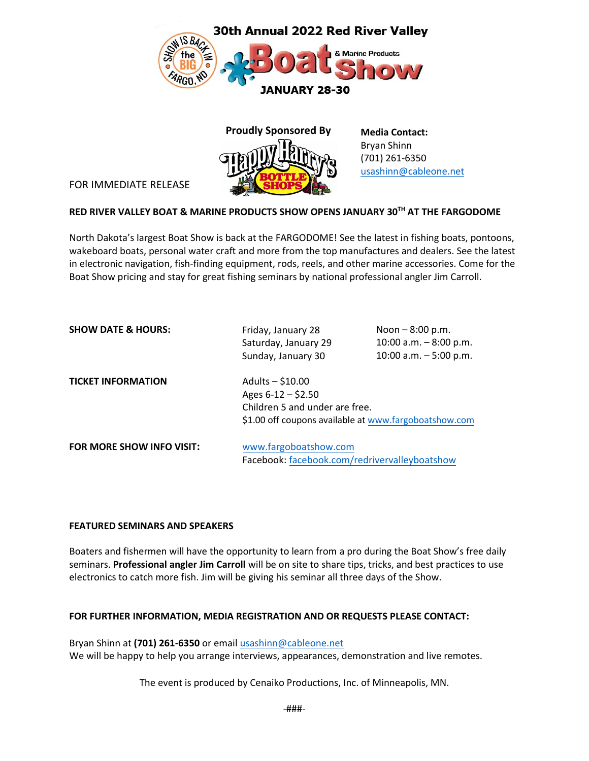30th Annual 2022 Red River Valley

# Boat & Marine Products Show

**JANUARY 28-30**

THE SHOW IS BACK IN the BIG FARGO, ND

**Proudly Sponsored By**

Happy Harry's BOTTLE SHOPS

**Media Contact:**
Bryan Shinn
(701) 261-6350
usashinn@cableone.net

FOR IMMEDIATE RELEASE

**RED RIVER VALLEY BOAT & MARINE PRODUCTS SHOW OPENS JANUARY 30TH AT THE FARGODOME**

North Dakota's largest Boat Show is back at the FARGODOME! See the latest in fishing boats, pontoons, wakeboard boats, personal water craft and more from the top manufactures and dealers. See the latest in electronic navigation, fish-finding equipment, rods, reels, and other marine accessories. Come for the Boat Show pricing and stay for great fishing seminars by national professional angler Jim Carroll.

| | | |
|---|---|---|
| **SHOW DATE & HOURS:** | Friday, January 28 | Noon – 8:00 p.m. |
| | Saturday, January 29 | 10:00 a.m. – 8:00 p.m. |
| | Sunday, January 30 | 10:00 a.m. – 5:00 p.m. |

**TICKET INFORMATION**

Adults – $10.00
Ages 6-12 – $2.50
Children 5 and under are free.
$1.00 off coupons available at www.fargoboatshow.com

**FOR MORE SHOW INFO VISIT:**

www.fargoboatshow.com
Facebook: facebook.com/redrivervalleyboatshow

**FEATURED SEMINARS AND SPEAKERS**

Boaters and fishermen will have the opportunity to learn from a pro during the Boat Show's free daily seminars. **Professional angler Jim Carroll** will be on site to share tips, tricks, and best practices to use electronics to catch more fish. Jim will be giving his seminar all three days of the Show.

**FOR FURTHER INFORMATION, MEDIA REGISTRATION AND OR REQUESTS PLEASE CONTACT:**

Bryan Shinn at **(701) 261-6350** or email usashinn@cableone.net
We will be happy to help you arrange interviews, appearances, demonstration and live remotes.

The event is produced by Cenaiko Productions, Inc. of Minneapolis, MN.

-###-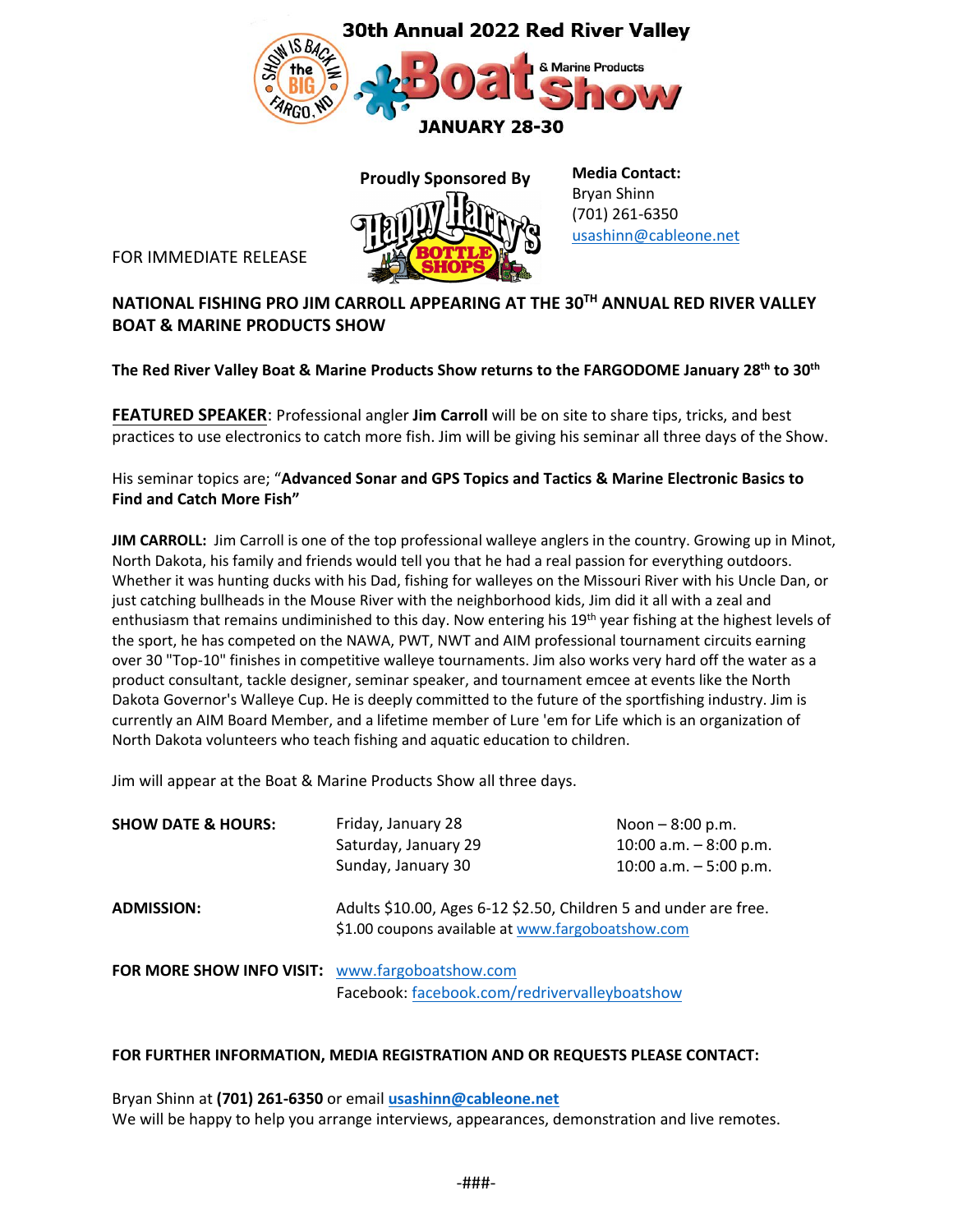30th Annual 2022 Red River Valley

# Boat & Marine Products Show

SHOW IS BACK IN the BIG FARGO, ND

**JANUARY 28-30**

**Proudly Sponsored By**

Happy Harry's BOTTLE SHOPS

**Media Contact:**
Bryan Shinn
(701) 261-6350
usashinn@cableone.net

FOR IMMEDIATE RELEASE

## NATIONAL FISHING PRO JIM CARROLL APPEARING AT THE 30TH ANNUAL RED RIVER VALLEY BOAT & MARINE PRODUCTS SHOW

**The Red River Valley Boat & Marine Products Show returns to the FARGODOME January 28th to 30th**

**FEATURED SPEAKER**: Professional angler **Jim Carroll** will be on site to share tips, tricks, and best practices to use electronics to catch more fish. Jim will be giving his seminar all three days of the Show.

His seminar topics are; "**Advanced Sonar and GPS Topics and Tactics & Marine Electronic Basics to Find and Catch More Fish"**

**JIM CARROLL:** Jim Carroll is one of the top professional walleye anglers in the country. Growing up in Minot, North Dakota, his family and friends would tell you that he had a real passion for everything outdoors. Whether it was hunting ducks with his Dad, fishing for walleyes on the Missouri River with his Uncle Dan, or just catching bullheads in the Mouse River with the neighborhood kids, Jim did it all with a zeal and enthusiasm that remains undiminished to this day. Now entering his 19th year fishing at the highest levels of the sport, he has competed on the NAWA, PWT, NWT and AIM professional tournament circuits earning over 30 "Top-10" finishes in competitive walleye tournaments. Jim also works very hard off the water as a product consultant, tackle designer, seminar speaker, and tournament emcee at events like the North Dakota Governor's Walleye Cup. He is deeply committed to the future of the sportfishing industry. Jim is currently an AIM Board Member, and a lifetime member of Lure 'em for Life which is an organization of North Dakota volunteers who teach fishing and aquatic education to children.

Jim will appear at the Boat & Marine Products Show all three days.

| **SHOW DATE & HOURS:** | Friday, January 28 | Noon – 8:00 p.m. |
|---|---|---|
| | Saturday, January 29 | 10:00 a.m. – 8:00 p.m. |
| | Sunday, January 30 | 10:00 a.m. – 5:00 p.m. |

**ADMISSION:** Adults $10.00, Ages 6-12 $2.50, Children 5 and under are free.
$1.00 coupons available at www.fargoboatshow.com

**FOR MORE SHOW INFO VISIT:** www.fargoboatshow.com
Facebook: facebook.com/redrivervalleyboatshow

**FOR FURTHER INFORMATION, MEDIA REGISTRATION AND OR REQUESTS PLEASE CONTACT:**

Bryan Shinn at **(701) 261-6350** or email **usashinn@cableone.net**
We will be happy to help you arrange interviews, appearances, demonstration and live remotes.

-###-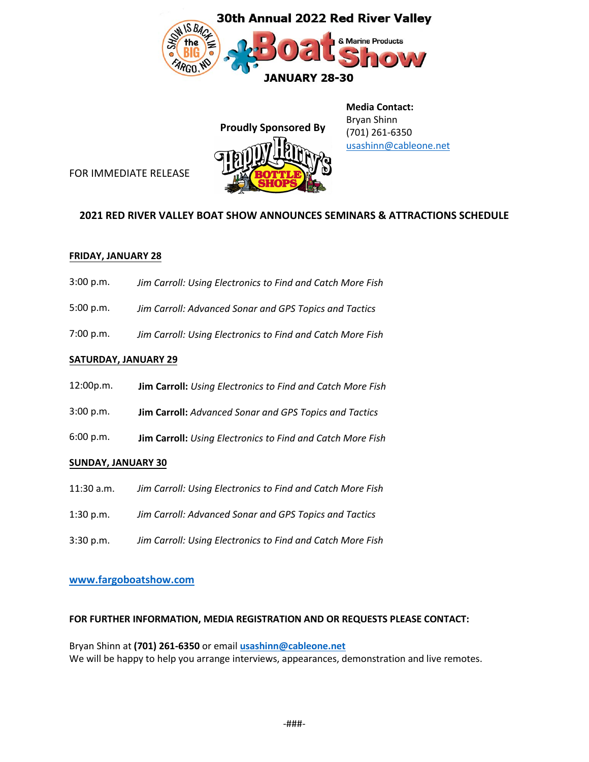30th Annual 2022 Red River Valley

the BIG SHOW IS BACK IN FARGO, ND

Boat & Marine Products Show

JANUARY 28-30

**Media Contact:**
Bryan Shinn
(701) 261-6350
usashinn@cableone.net

**Proudly Sponsored By**

Happy Harry's BOTTLE SHOPS

FOR IMMEDIATE RELEASE

## 2021 RED RIVER VALLEY BOAT SHOW ANNOUNCES SEMINARS & ATTRACTIONS SCHEDULE

**FRIDAY, JANUARY 28**

3:00 p.m. *Jim Carroll: Using Electronics to Find and Catch More Fish*

5:00 p.m. *Jim Carroll: Advanced Sonar and GPS Topics and Tactics*

7:00 p.m. *Jim Carroll: Using Electronics to Find and Catch More Fish*

**SATURDAY, JANUARY 29**

12:00p.m. **Jim Carroll:** *Using Electronics to Find and Catch More Fish*

3:00 p.m. **Jim Carroll:** *Advanced Sonar and GPS Topics and Tactics*

6:00 p.m. **Jim Carroll:** *Using Electronics to Find and Catch More Fish*

**SUNDAY, JANUARY 30**

11:30 a.m. *Jim Carroll: Using Electronics to Find and Catch More Fish*

1:30 p.m. *Jim Carroll: Advanced Sonar and GPS Topics and Tactics*

3:30 p.m. *Jim Carroll: Using Electronics to Find and Catch More Fish*

**www.fargoboatshow.com**

**FOR FURTHER INFORMATION, MEDIA REGISTRATION AND OR REQUESTS PLEASE CONTACT:**

Bryan Shinn at **(701) 261-6350** or email **usashinn@cableone.net**
We will be happy to help you arrange interviews, appearances, demonstration and live remotes.

-###-